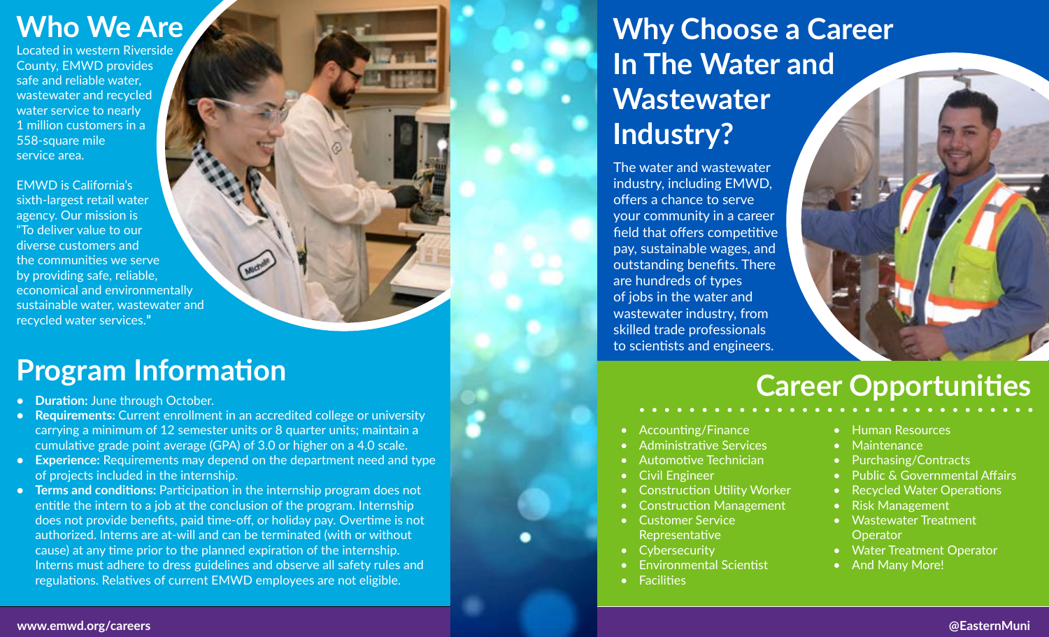## Who We Are

Located in western Riverside County, EMWD provides safe and reliable water, wastewater and recycled water service to nearly 1 million customers in a 558-square mile service area.

EMWD is California's sixth-largest retail water agency. Our mission is "To deliver value to our diverse customers and the communities we serve by providing safe, reliable, economical and environmentally sustainable water, wastewater and recycled water services."

## Program Information

- **Duration:** June through October.
- **Requirements:** Current enrollment in an accredited college or university carrying a minimum of 12 semester units or 8 quarter units; maintain a cumulative grade point average (GPA) of 3.0 or higher on a 4.0 scale.
- **Experience:** Requirements may depend on the department need and type of projects included in the internship.
- **Terms and conditions:** Participation in the internship program does not entitle the intern to a job at the conclusion of the program. Internship does not provide benefits, paid time-off, or holiday pay. Overtime is not authorized. Interns are at-will and can be terminated (with or without cause) at any time prior to the planned expiration of the internship. Interns must adhere to dress guidelines and observe all safety rules and regulations. Relatives of current EMWD employees are not eligible.

## Why Choose a Career In The Water and Wastewater Industry?

The water and wastewater industry, including EMWD, offers a chance to serve your community in a career field that offers competitive pay, sustainable wages, and outstanding benefits. There are hundreds of types of jobs in the water and wastewater industry, from skilled trade professionals to scientists and engineers.

## Career Opportunities

- Accounting/Finance
- Administrative Services
- Automotive Technician
- Civil Engineer
- Construction Utility Worker
- Construction Management
- Customer Service Representative
- Cybersecurity
- Environmental Scientist
- Facilities
- Human Resources
- Maintenance
- Purchasing/Contracts
- Public & Governmental Affairs
- Recycled Water Operations
- Risk Management
- Wastewater Treatment Operator
- Water Treatment Operator
- And Many More!

www.emwd.org/careers

@EasternMuni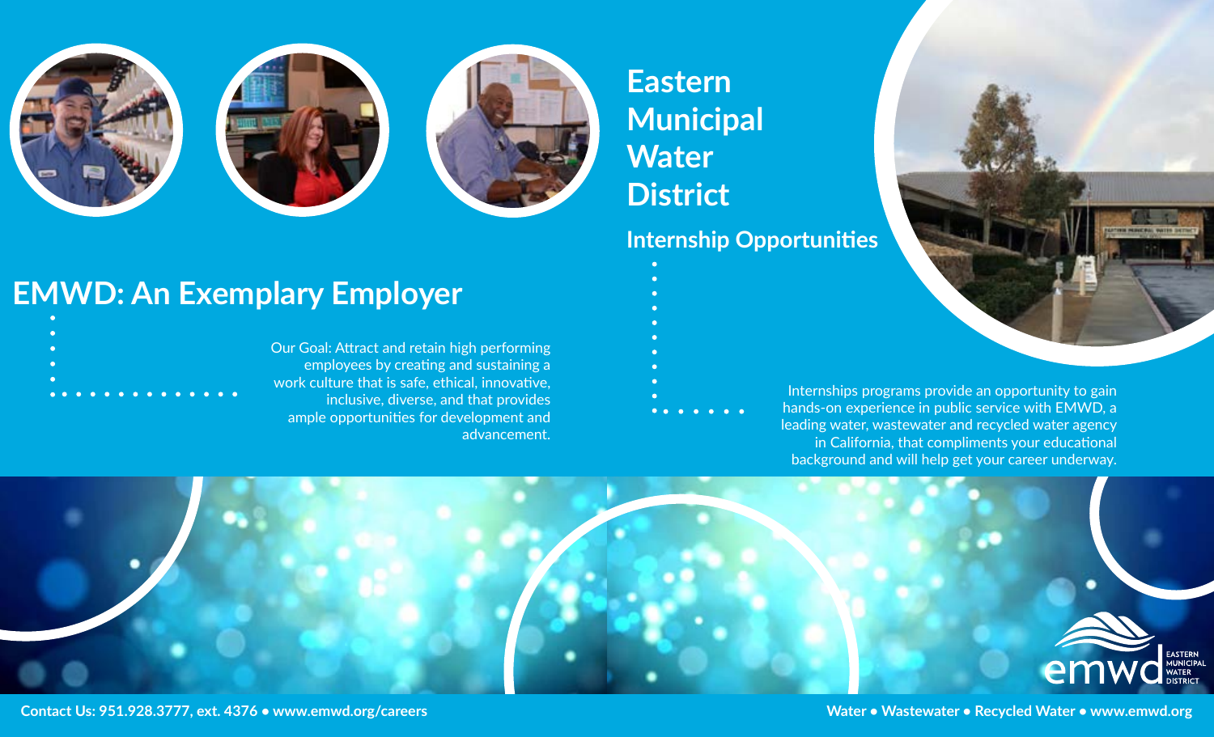# Eastern Municipal Water District

## Internship Opportunities

Internships programs provide an opportunity to gain hands-on experience in public service with EMWD, a leading water, wastewater and recycled water agency in California, that compliments your educational background and will help get your career underway.

## EMWD: An Exemplary Employer

Our Goal: Attract and retain high performing employees by creating and sustaining a work culture that is safe, ethical, innovative, inclusive, diverse, and that provides ample opportunities for development and advancement.

emwd EASTERN MUNICIPAL WATER DISTRICT

**Contact Us: 951.928.3777, ext. 4376 • www.emwd.org/careers**

**Water • Wastewater • Recycled Water • www.emwd.org**